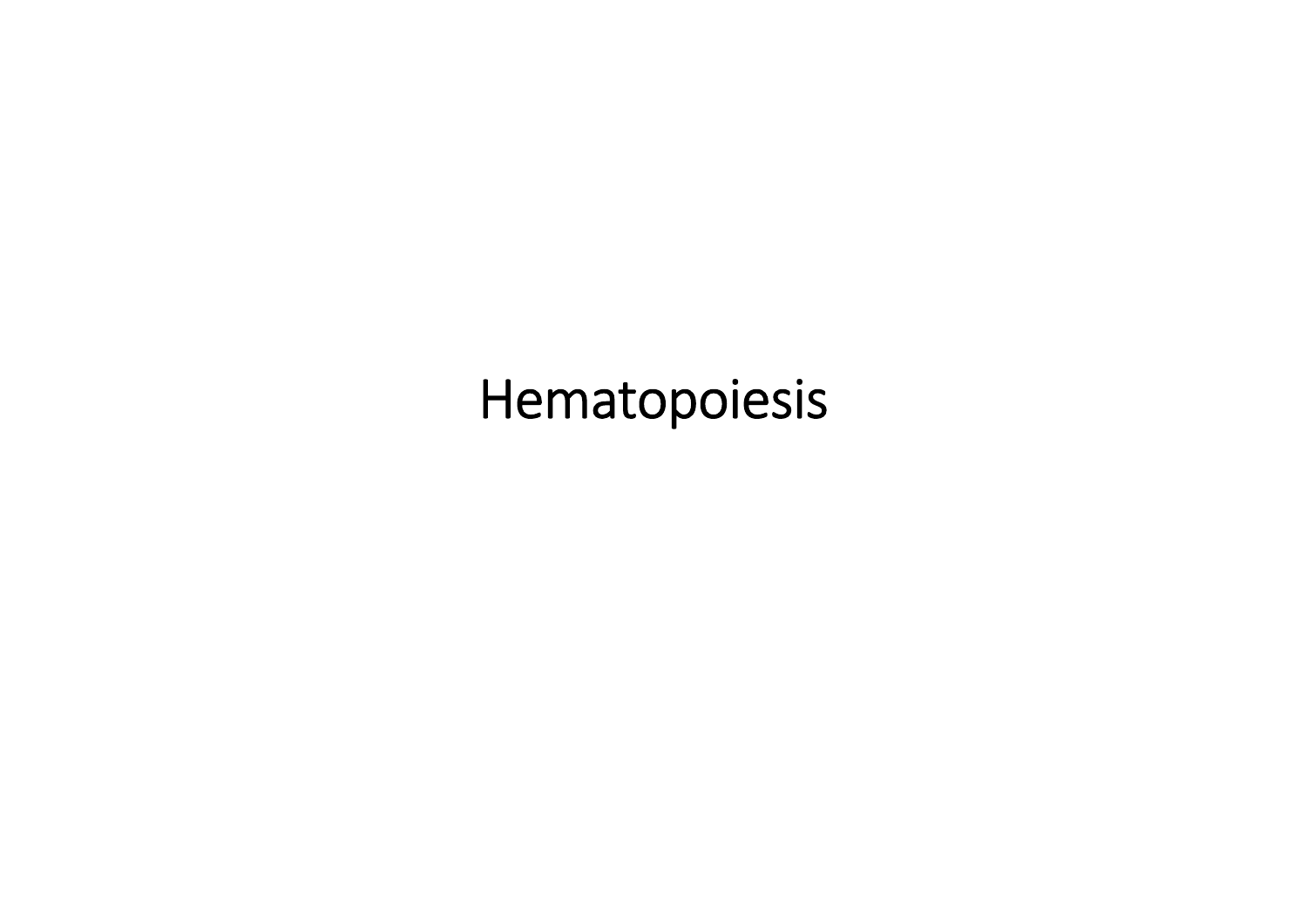# Hematopoiesis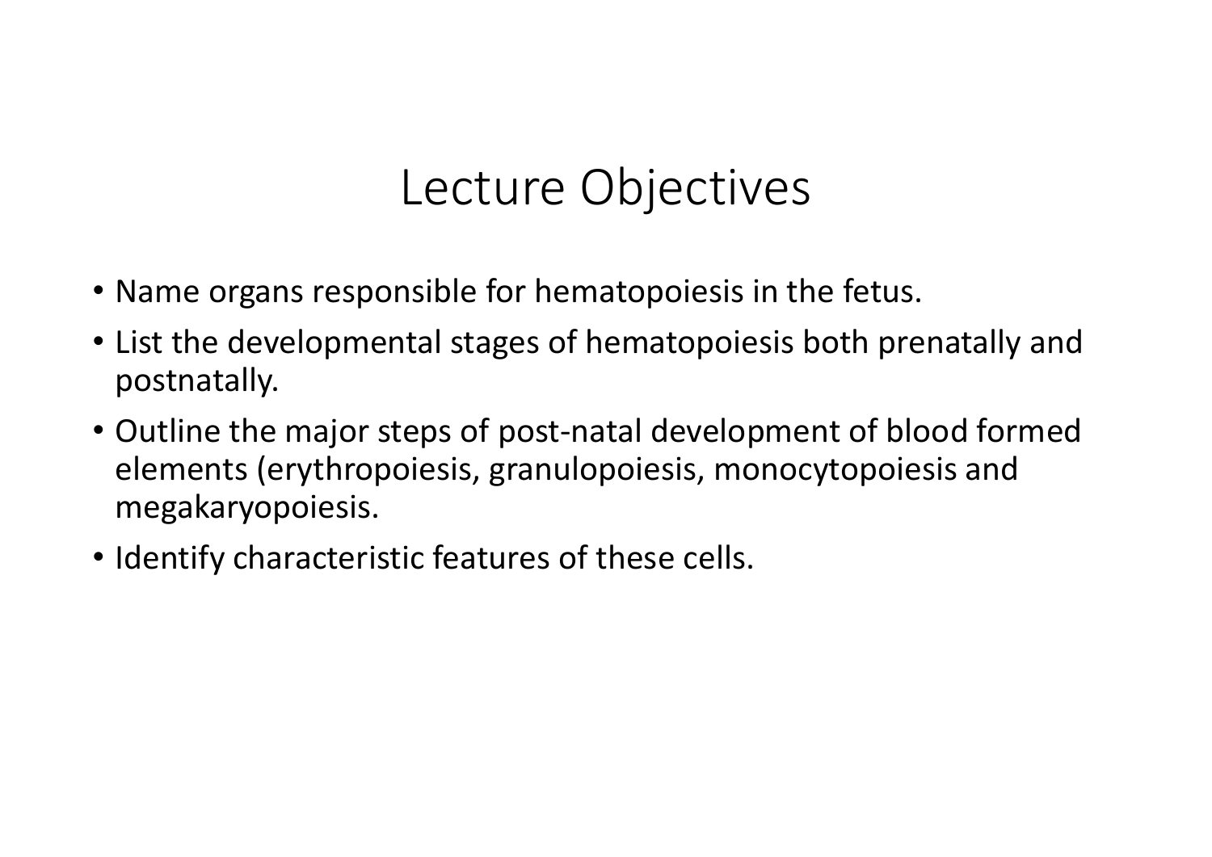# Lecture Objectives

- Name organs responsible for hematopoiesis in the fetus.
- List the developmental stages of hematopoiesis both prenatally and postnatally.
- Outline the major steps of post-natal development of blood formed elements (erythropoiesis, granulopoiesis, monocytopoiesis and megakaryopoiesis.
- Identify characteristic features of these cells.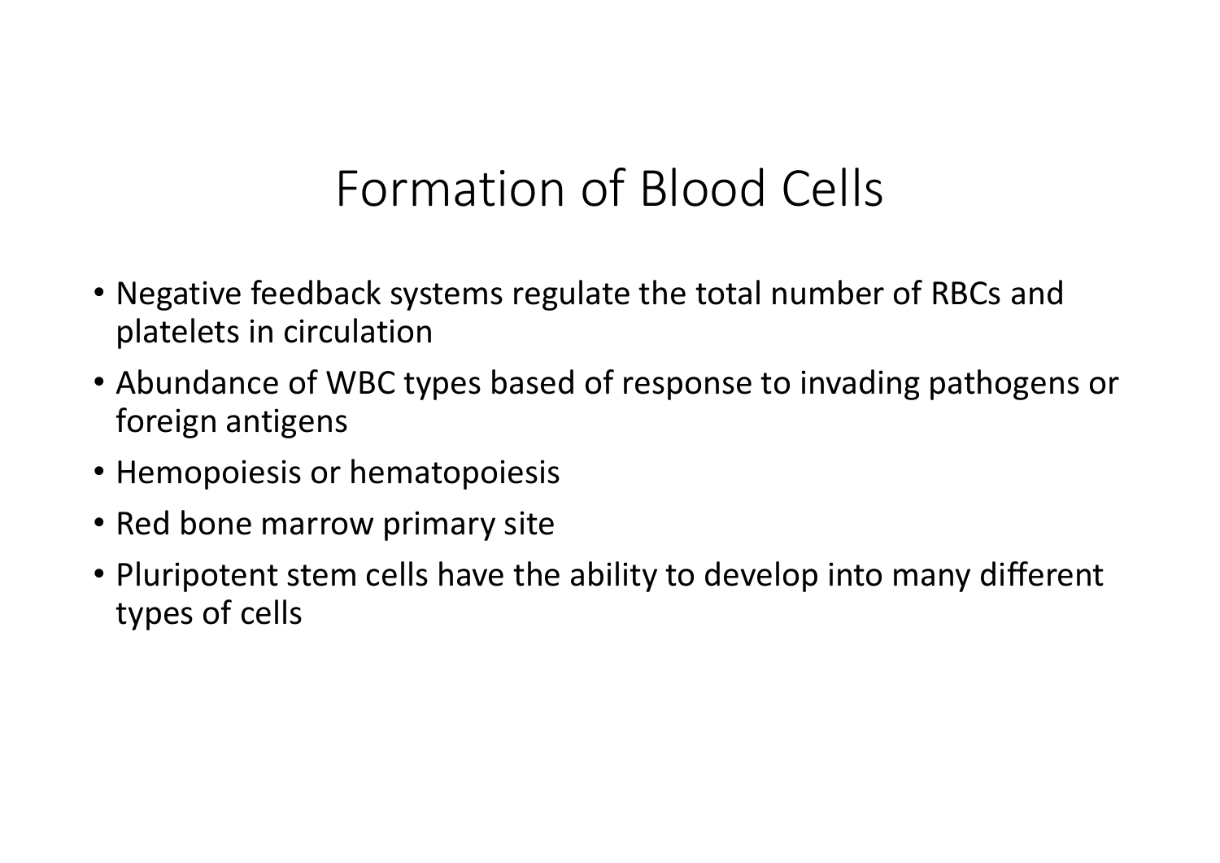# Formation of Blood Cells

- Negative feedback systems regulate the total number of RBCs and platelets in circulation
- Abundance of WBC types based of response to invading pathogens or foreign antigens
- Hemopoiesis or hematopoiesis
- Red bone marrow primary site
- Pluripotent stem cells have the ability to develop into many different types of cells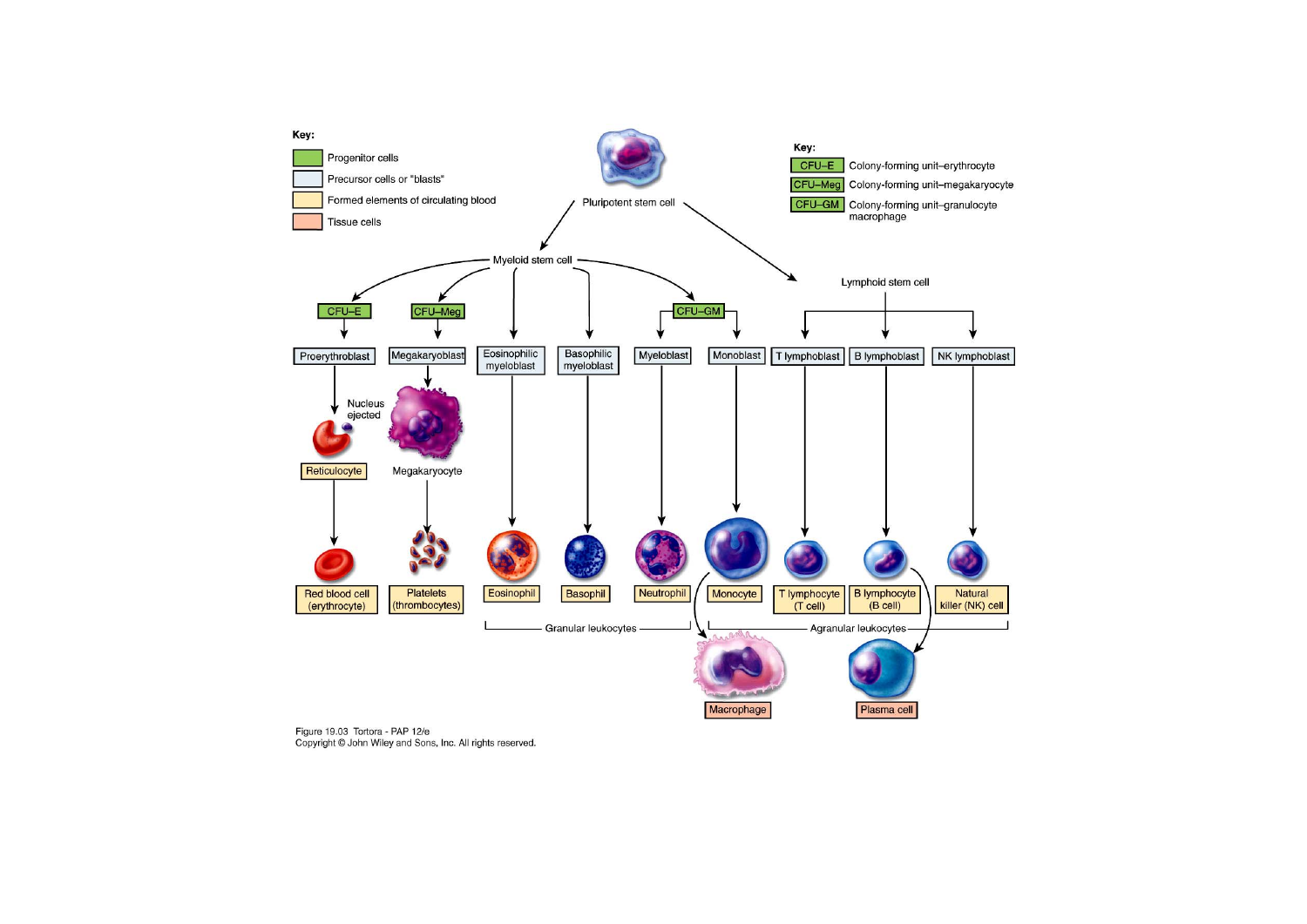**Key:**

- Progenitor cells
- Precursor cells or "blasts"
- Formed elements of circulating blood
- Tissue cells

**Key:**

- CFU–E: Colony-forming unit–erythrocyte
- CFU–Meg: Colony-forming unit–megakaryocyte
- CFU–GM: Colony-forming unit–granulocyte macrophage

Pluripotent stem cell

Myeloid stem cell

Lymphoid stem cell

CFU–E → Proerythroblast → Nucleus ejected → Reticulocyte → Red blood cell (erythrocyte)

CFU–Meg → Megakaryoblast → Megakaryocyte → Platelets (thrombocytes)

Eosinophilic myeloblast → Eosinophil

Basophilic myeloblast → Basophil

CFU–GM → Myeloblast → Neutrophil

CFU–GM → Monoblast → Monocyte → Macrophage

T lymphoblast → T lymphocyte (T cell)

B lymphoblast → B lymphocyte (B cell) → Plasma cell

NK lymphoblast → Natural killer (NK) cell

Granular leukocytes

Agranular leukocytes

Figure 19.03 Tortora - PAP 12/e
Copyright © John Wiley and Sons, Inc. All rights reserved.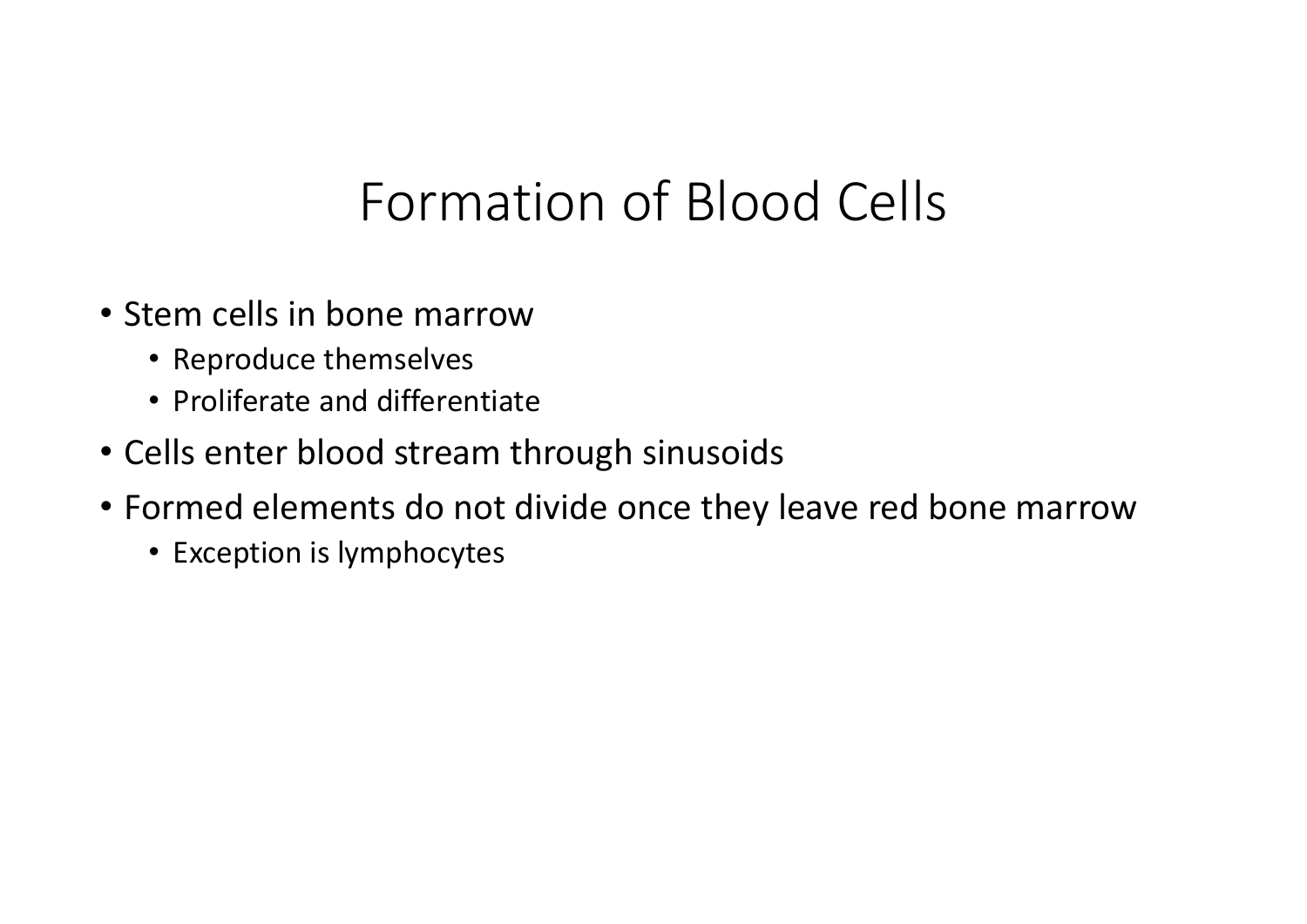# Formation of Blood Cells

- Stem cells in bone marrow
  - Reproduce themselves
  - Proliferate and differentiate
- Cells enter blood stream through sinusoids
- Formed elements do not divide once they leave red bone marrow
  - Exception is lymphocytes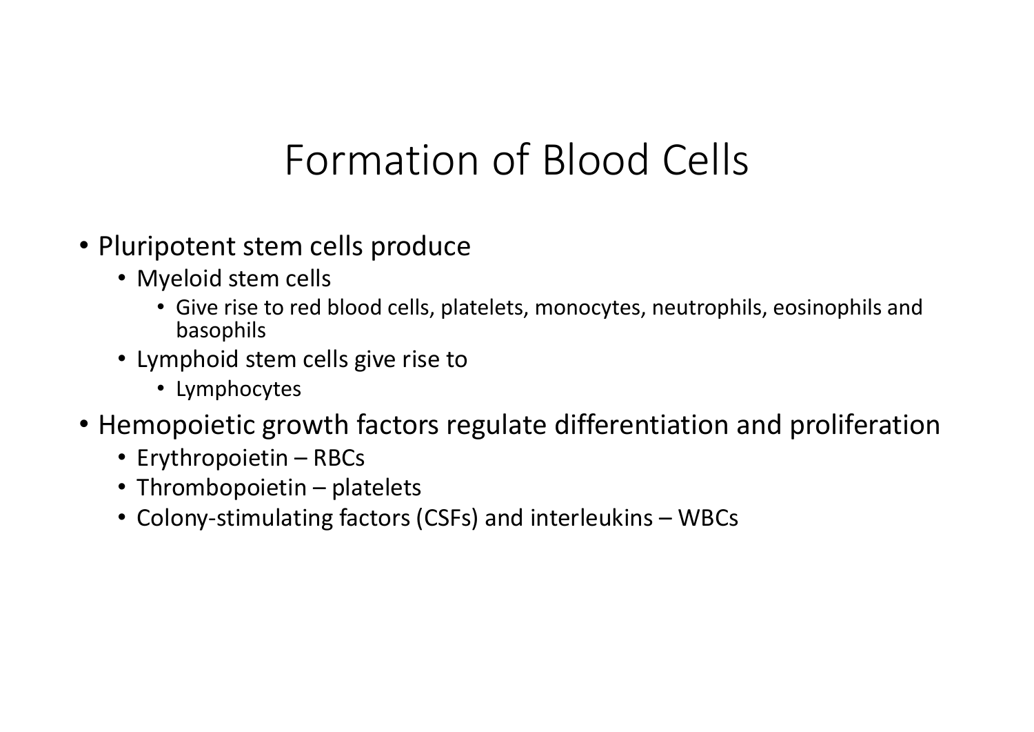# Formation of Blood Cells

- Pluripotent stem cells produce
  - Myeloid stem cells
    - Give rise to red blood cells, platelets, monocytes, neutrophils, eosinophils and basophils
  - Lymphoid stem cells give rise to
    - Lymphocytes
- Hemopoietic growth factors regulate differentiation and proliferation
  - Erythropoietin – RBCs
  - Thrombopoietin – platelets
  - Colony-stimulating factors (CSFs) and interleukins – WBCs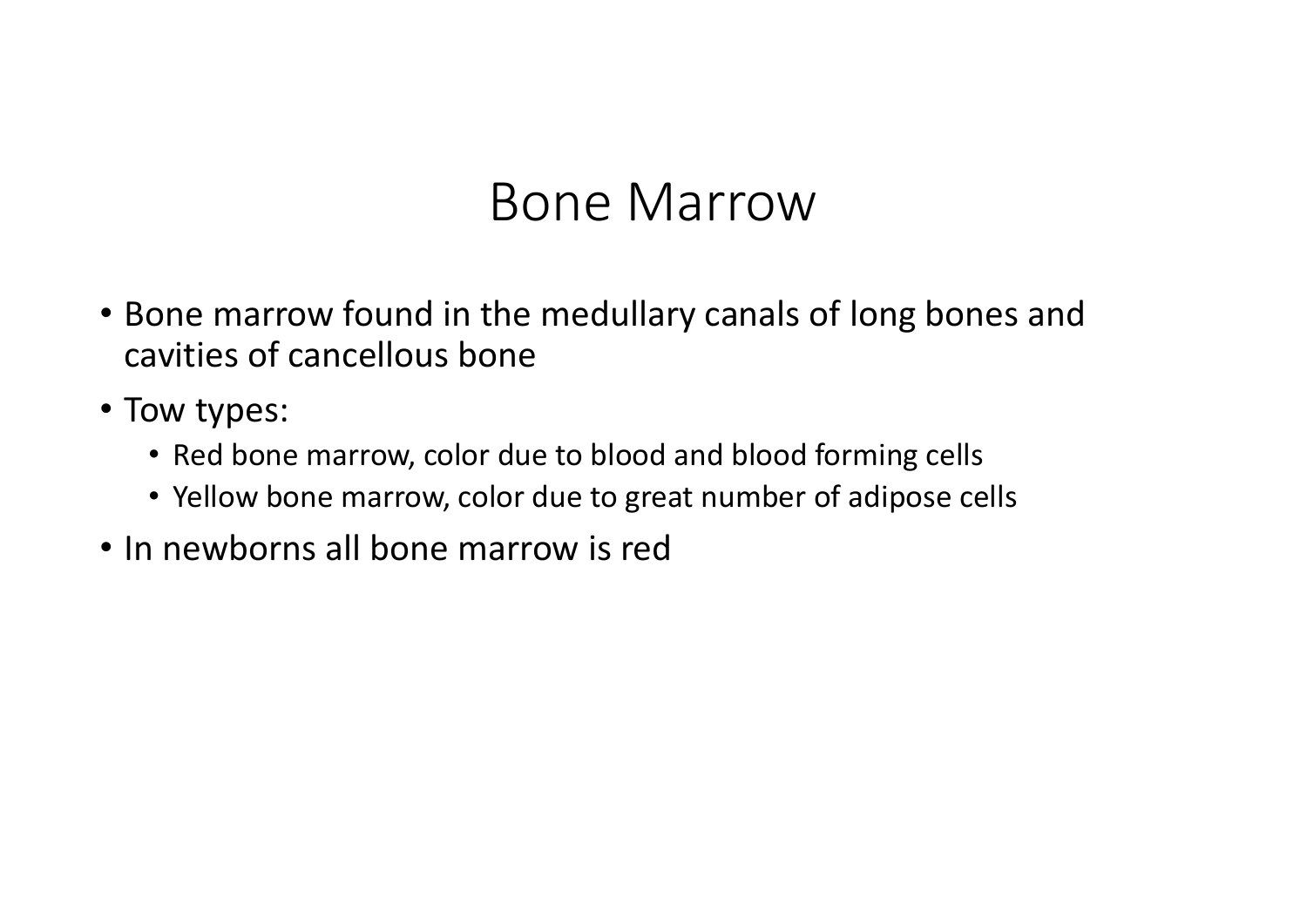# Bone Marrow

- Bone marrow found in the medullary canals of long bones and cavities of cancellous bone
- Tow types:
  - Red bone marrow, color due to blood and blood forming cells
  - Yellow bone marrow, color due to great number of adipose cells
- In newborns all bone marrow is red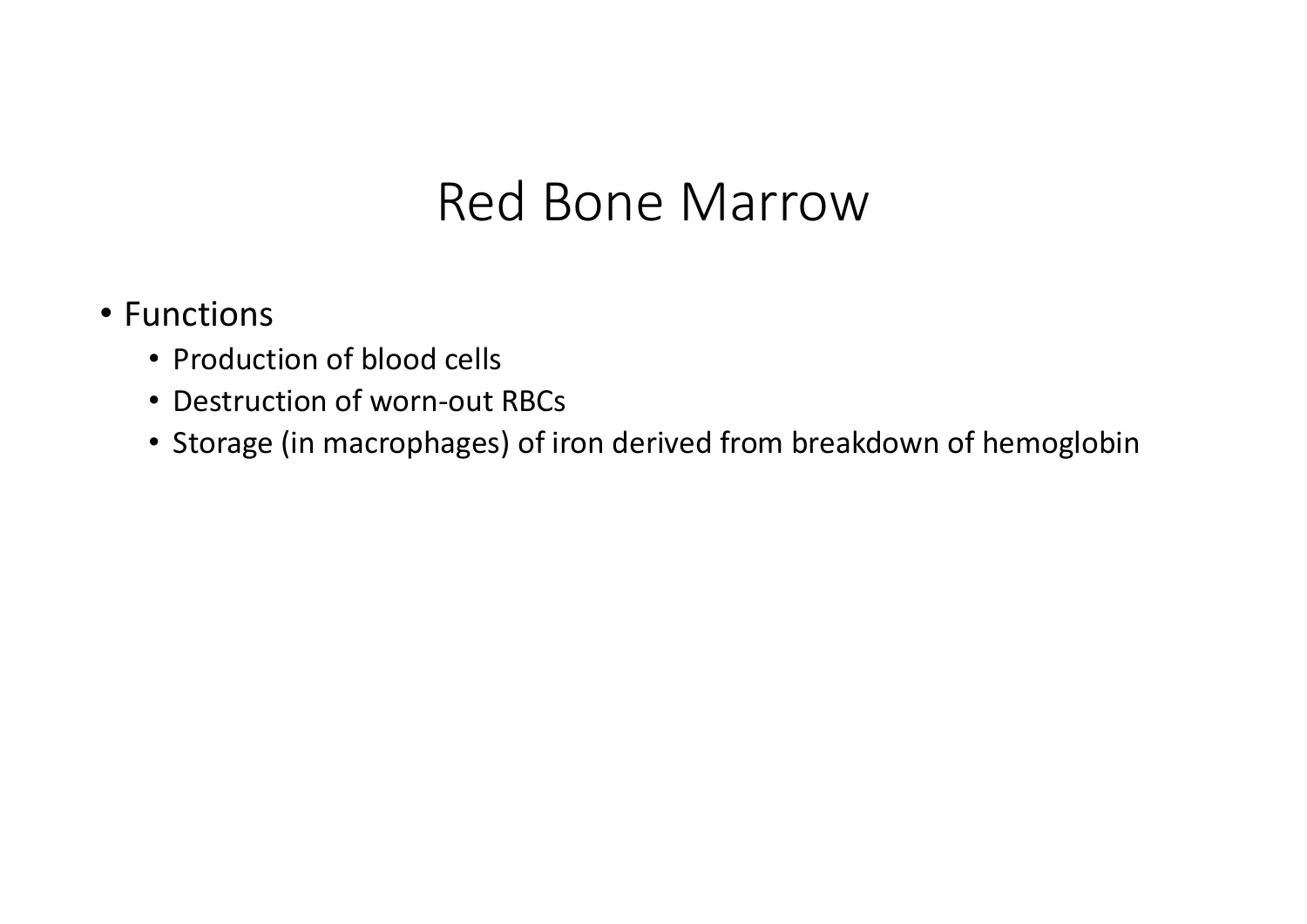# Red Bone Marrow

- Functions
  - Production of blood cells
  - Destruction of worn-out RBCs
  - Storage (in macrophages) of iron derived from breakdown of hemoglobin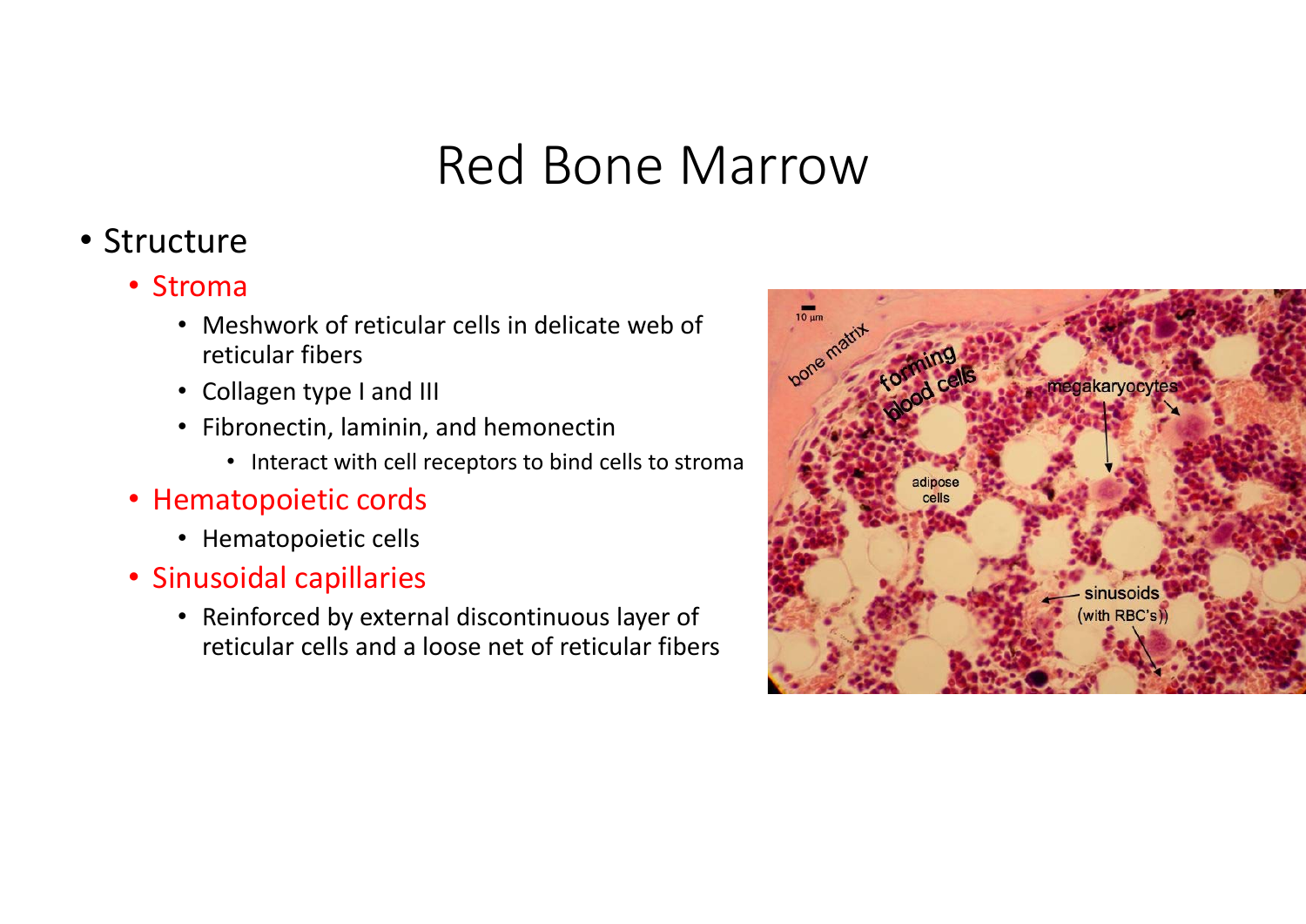# Red Bone Marrow

- Structure
  - Stroma
    - Meshwork of reticular cells in delicate web of reticular fibers
    - Collagen type I and III
    - Fibronectin, laminin, and hemonectin
      - Interact with cell receptors to bind cells to stroma
  - Hematopoietic cords
    - Hematopoietic cells
  - Sinusoidal capillaries
    - Reinforced by external discontinuous layer of reticular cells and a loose net of reticular fibers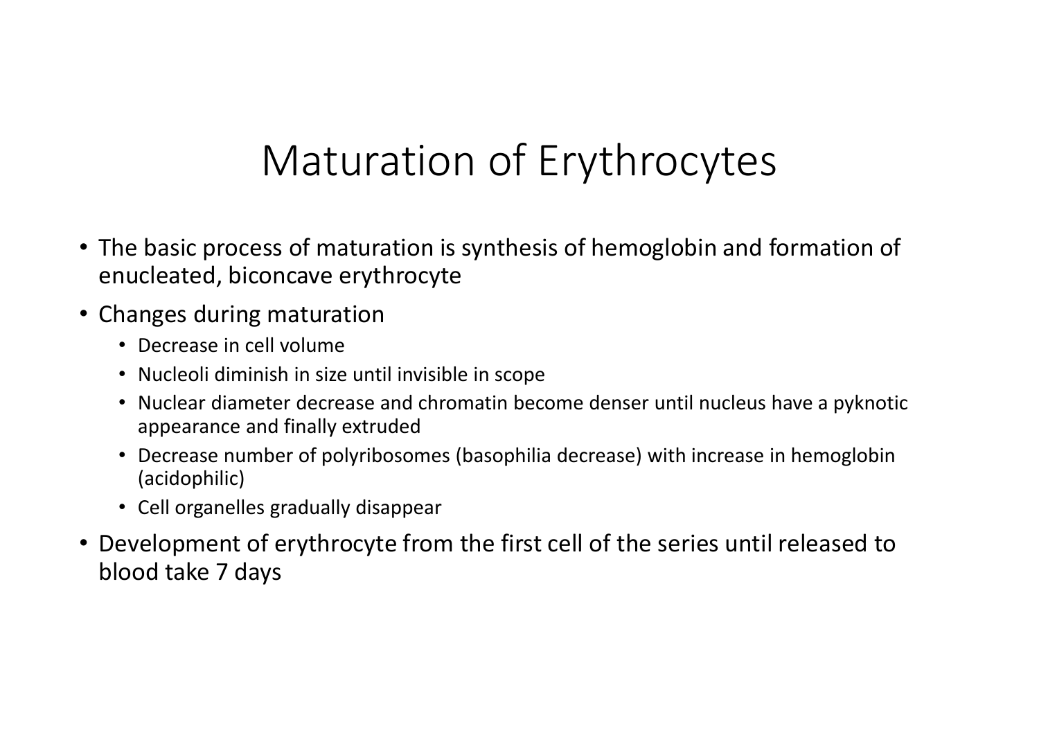# Maturation of Erythrocytes

- The basic process of maturation is synthesis of hemoglobin and formation of enucleated, biconcave erythrocyte
- Changes during maturation
  - Decrease in cell volume
  - Nucleoli diminish in size until invisible in scope
  - Nuclear diameter decrease and chromatin become denser until nucleus have a pyknotic appearance and finally extruded
  - Decrease number of polyribosomes (basophilia decrease) with increase in hemoglobin (acidophilic)
  - Cell organelles gradually disappear
- Development of erythrocyte from the first cell of the series until released to blood take 7 days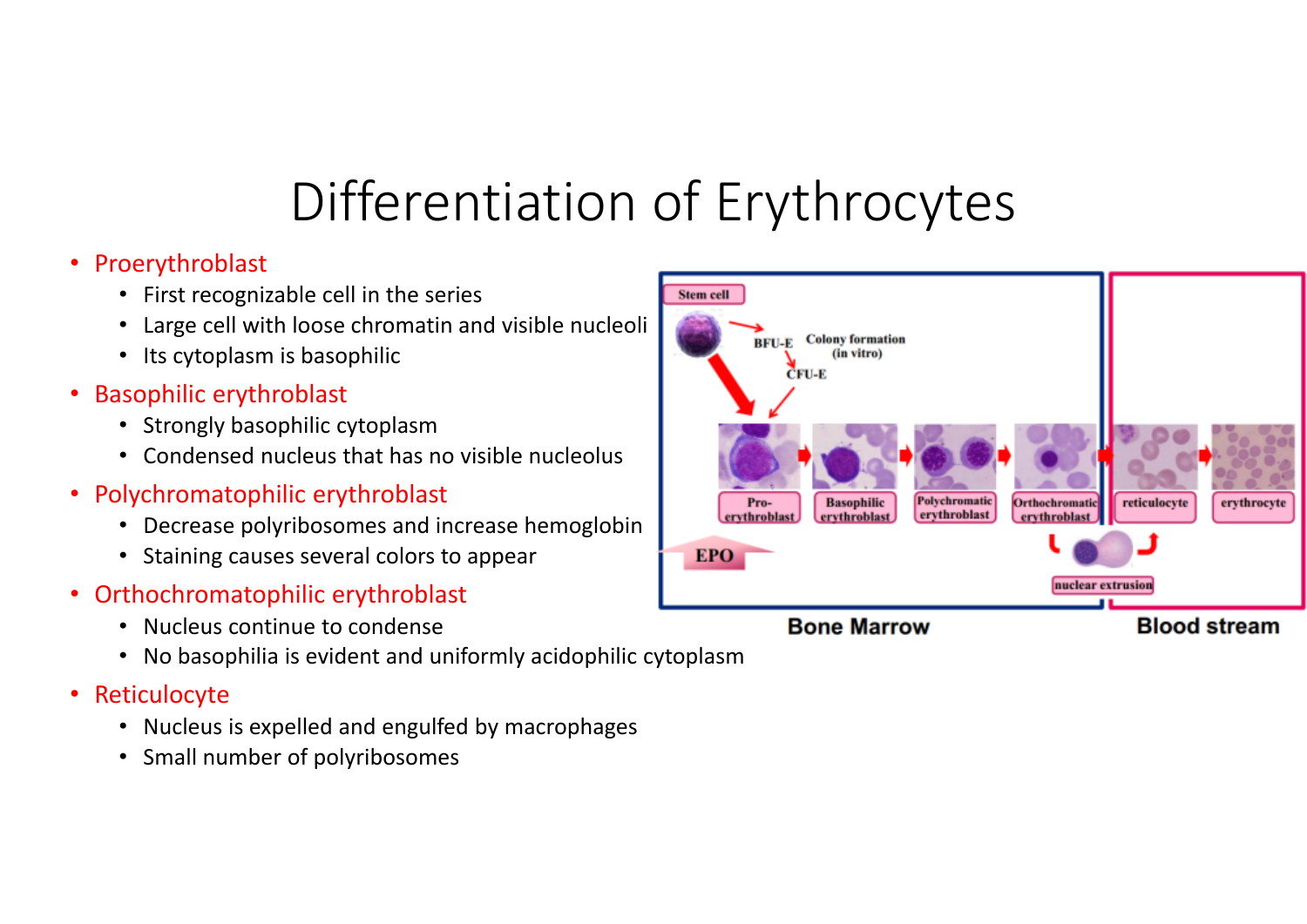# Differentiation of Erythrocytes

- **Proerythroblast**
  - First recognizable cell in the series
  - Large cell with loose chromatin and visible nucleoli
  - Its cytoplasm is basophilic
- **Basophilic erythroblast**
  - Strongly basophilic cytoplasm
  - Condensed nucleus that has no visible nucleolus
- **Polychromatophilic erythroblast**
  - Decrease polyribosomes and increase hemoglobin
  - Staining causes several colors to appear
- **Orthochromatophilic erythroblast**
  - Nucleus continue to condense
  - No basophilia is evident and uniformly acidophilic cytoplasm
- **Reticulocyte**
  - Nucleus is expelled and engulfed by macrophages
  - Small number of polyribosomes

Stem cell → BFU-E → CFU-E (Colony formation (in vitro))

Pro-erythroblast → Basophilic erythroblast → Polychromatic erythroblast → Orthochromatic erythroblast → reticulocyte → erythrocyte

EPO

nuclear extrusion

Bone Marrow | Blood stream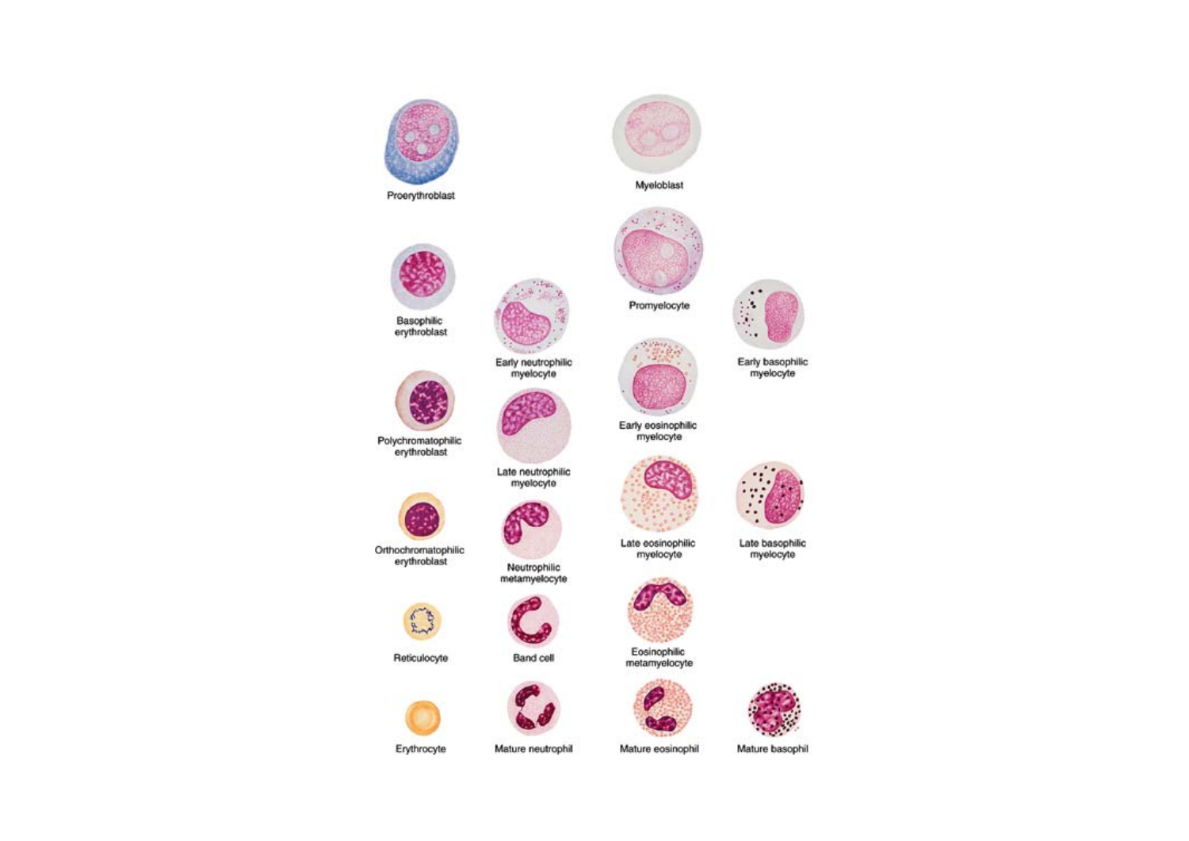Proerythroblast

Myeloblast

Basophilic erythroblast

Early neutrophilic myelocyte

Promyelocyte

Early basophilic myelocyte

Polychromatophilic erythroblast

Early eosinophilic myelocyte

Late neutrophilic myelocyte

Orthochromatophilic erythroblast

Late eosinophilic myelocyte

Late basophilic myelocyte

Neutrophilic metamyelocyte

Reticulocyte

Band cell

Eosinophilic metamyelocyte

Erythrocyte

Mature neutrophil

Mature eosinophil

Mature basophil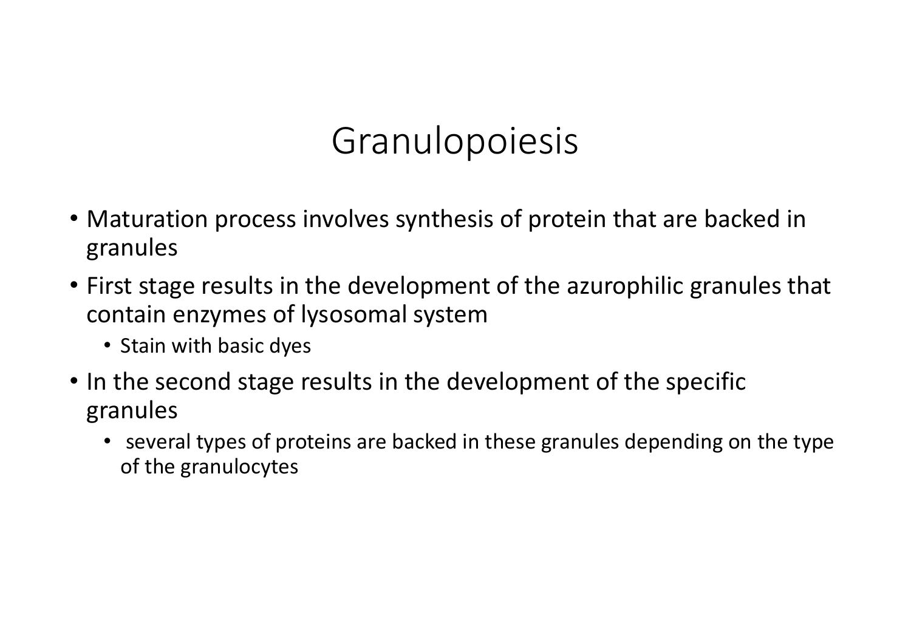# Granulopoiesis

- Maturation process involves synthesis of protein that are backed in granules
- First stage results in the development of the azurophilic granules that contain enzymes of lysosomal system
  - Stain with basic dyes
- In the second stage results in the development of the specific granules
  - several types of proteins are backed in these granules depending on the type of the granulocytes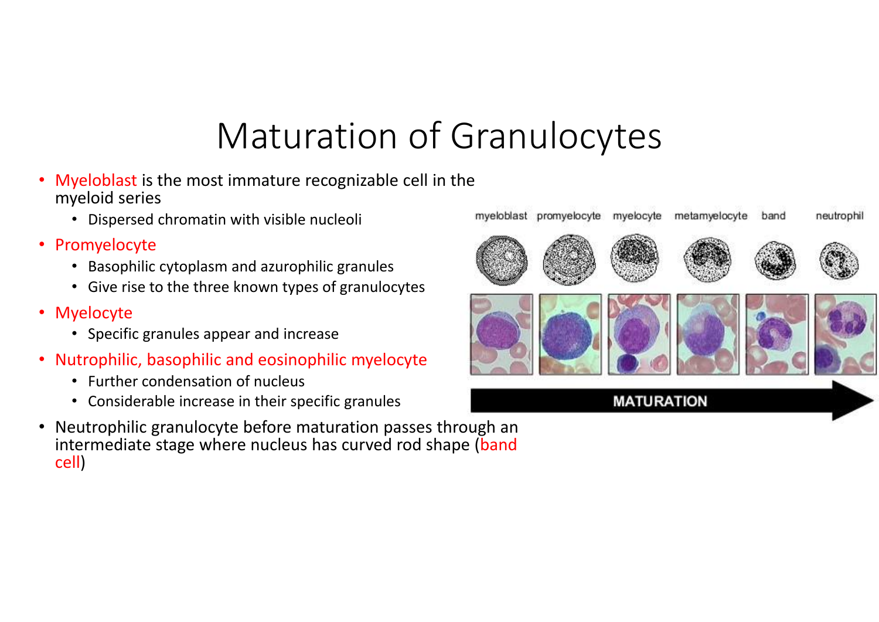# Maturation of Granulocytes

- Myeloblast is the most immature recognizable cell in the myeloid series
  - Dispersed chromatin with visible nucleoli
- Promyelocyte
  - Basophilic cytoplasm and azurophilic granules
  - Give rise to the three known types of granulocytes
- Myelocyte
  - Specific granules appear and increase
- Nutrophilic, basophilic and eosinophilic myelocyte
  - Further condensation of nucleus
  - Considerable increase in their specific granules
- Neutrophilic granulocyte before maturation passes through an intermediate stage where nucleus has curved rod shape (band cell)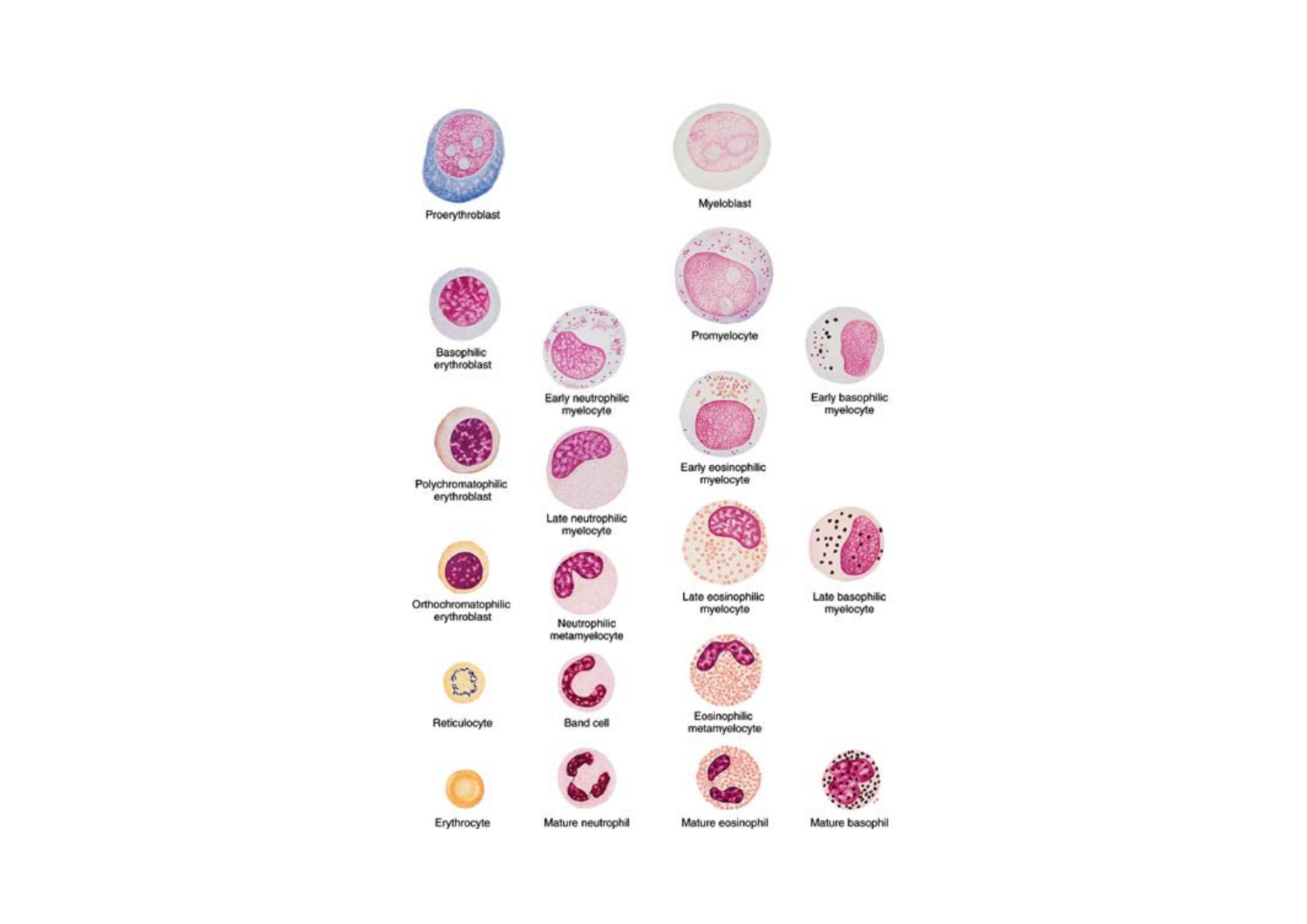Proerythroblast

Basophilic erythroblast

Polychromatophilic erythroblast

Orthochromatophilic erythroblast

Reticulocyte

Erythrocyte

Myeloblast

Promyelocyte

Early neutrophilic myelocyte

Late neutrophilic myelocyte

Neutrophilic metamyelocyte

Band cell

Mature neutrophil

Early eosinophilic myelocyte

Late eosinophilic myelocyte

Eosinophilic metamyelocyte

Mature eosinophil

Early basophilic myelocyte

Late basophilic myelocyte

Mature basophil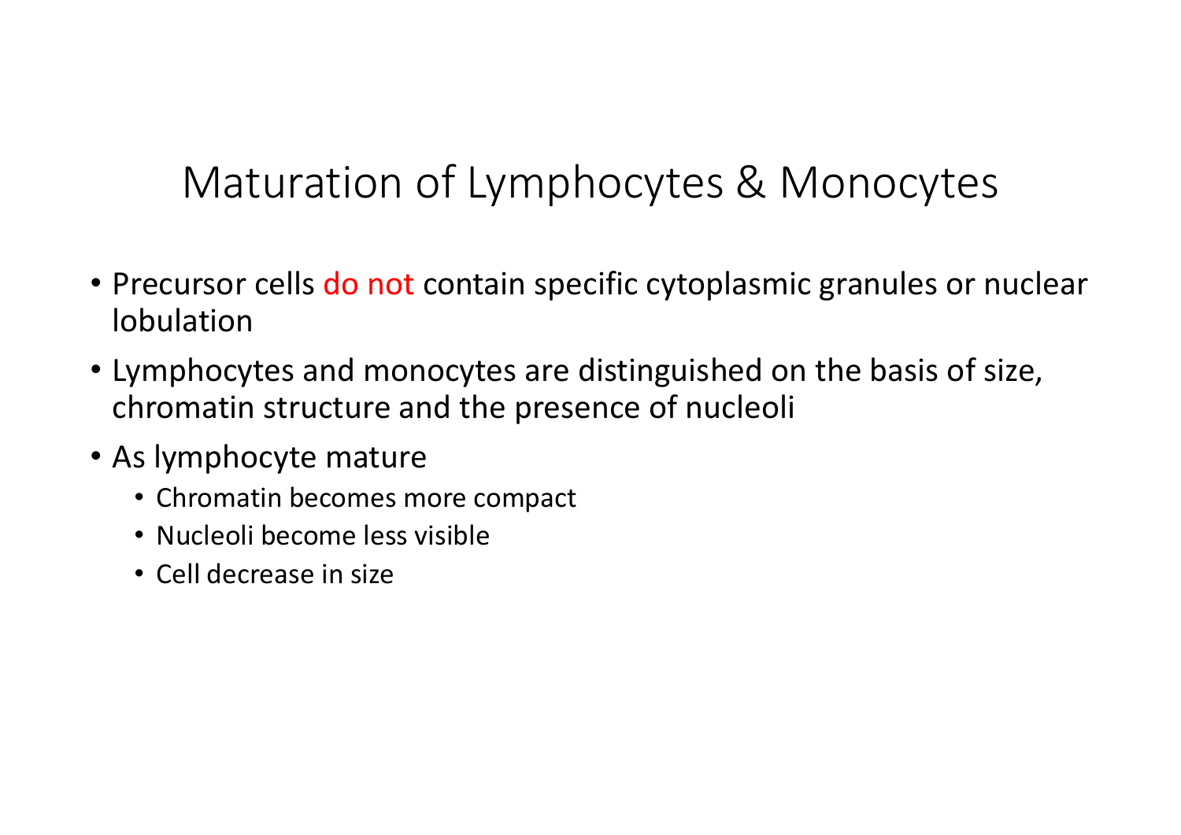# Maturation of Lymphocytes & Monocytes

- Precursor cells do not contain specific cytoplasmic granules or nuclear lobulation
- Lymphocytes and monocytes are distinguished on the basis of size, chromatin structure and the presence of nucleoli
- As lymphocyte mature
  - Chromatin becomes more compact
  - Nucleoli become less visible
  - Cell decrease in size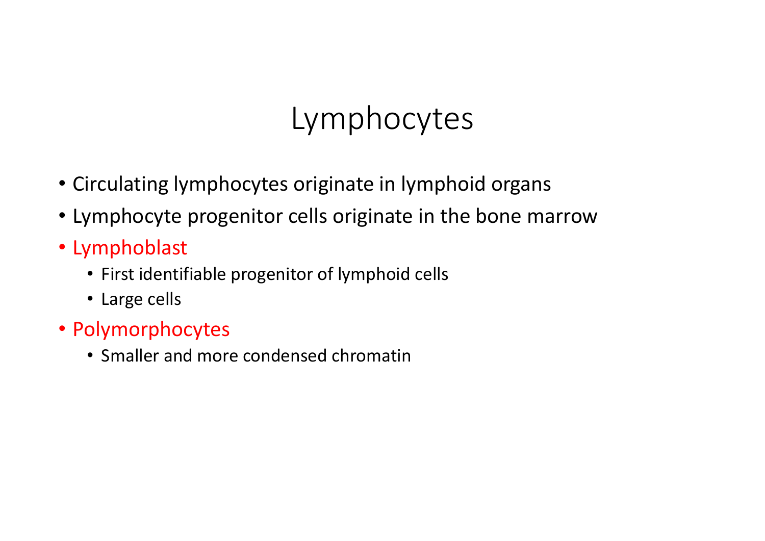# Lymphocytes

- Circulating lymphocytes originate in lymphoid organs
- Lymphocyte progenitor cells originate in the bone marrow
- Lymphoblast
  - First identifiable progenitor of lymphoid cells
  - Large cells
- Polymorphocytes
  - Smaller and more condensed chromatin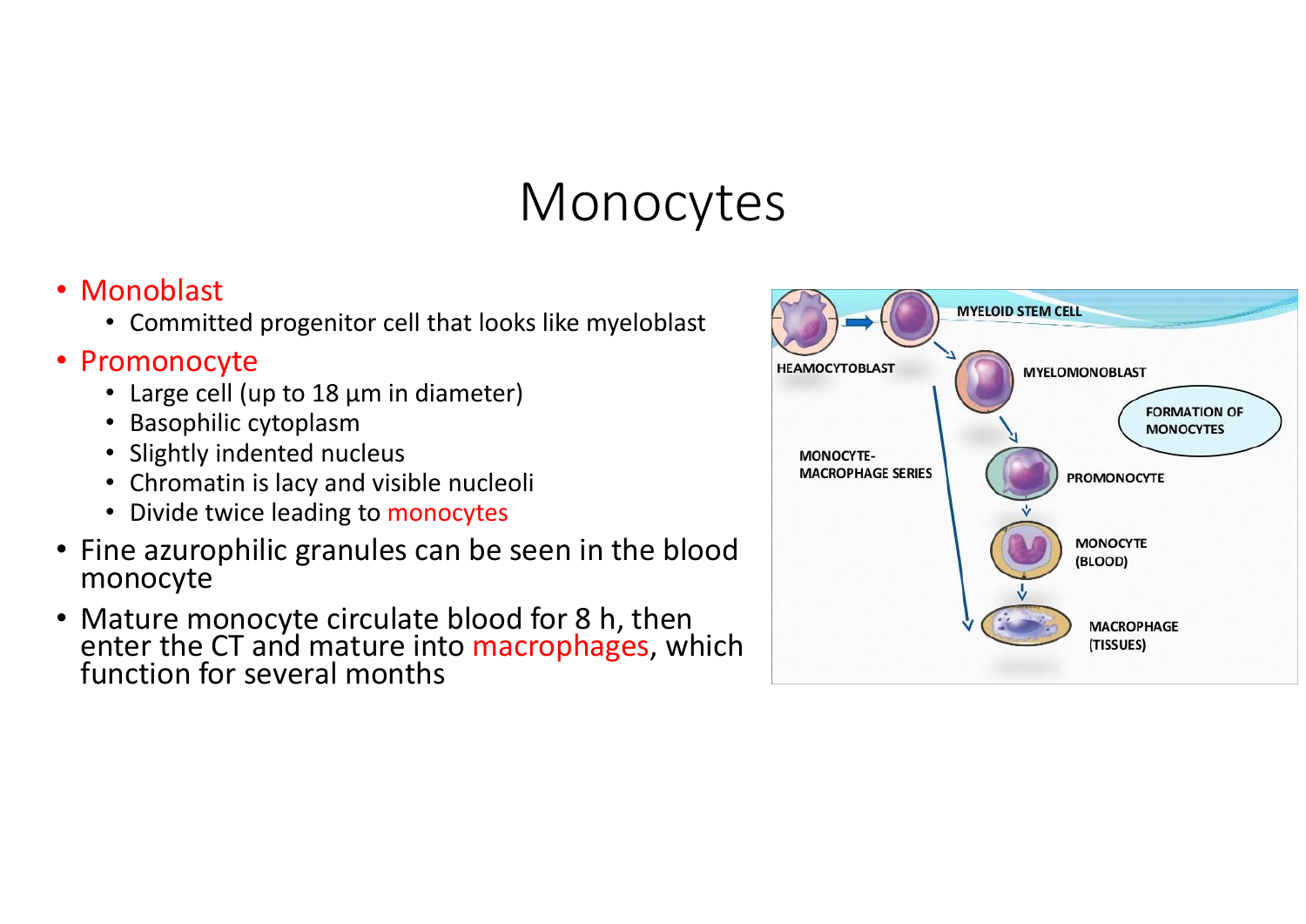# Monocytes

- Monoblast
  - Committed progenitor cell that looks like myeloblast
- Promonocyte
  - Large cell (up to 18 µm in diameter)
  - Basophilic cytoplasm
  - Slightly indented nucleus
  - Chromatin is lacy and visible nucleoli
  - Divide twice leading to monocytes
- Fine azurophilic granules can be seen in the blood monocyte
- Mature monocyte circulate blood for 8 h, then enter the CT and mature into macrophages, which function for several months

HEAMOCYTOBLAST

MYELOID STEM CELL

MYELOMONOBLAST

FORMATION OF MONOCYTES

MONOCYTE-MACROPHAGE SERIES

PROMONOCYTE

MONOCYTE (BLOOD)

MACROPHAGE (TISSUES)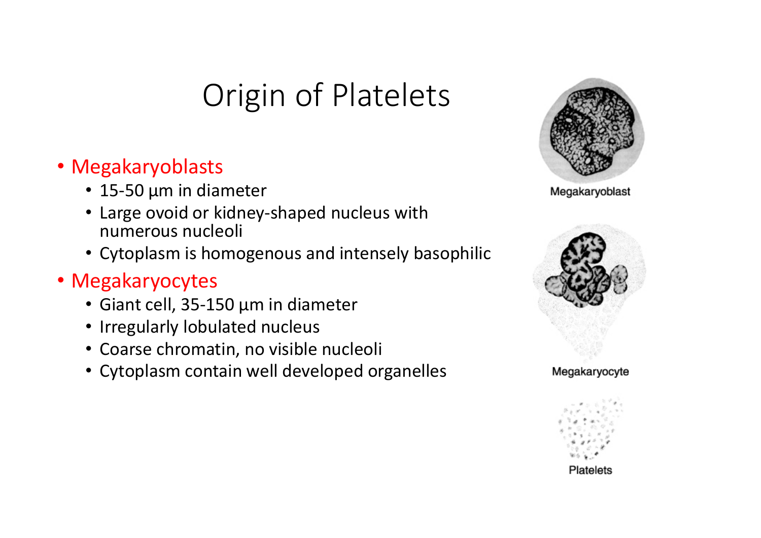# Origin of Platelets

- Megakaryoblasts
  - 15-50 µm in diameter
  - Large ovoid or kidney-shaped nucleus with numerous nucleoli
  - Cytoplasm is homogenous and intensely basophilic
- Megakaryocytes
  - Giant cell, 35-150 µm in diameter
  - Irregularly lobulated nucleus
  - Coarse chromatin, no visible nucleoli
  - Cytoplasm contain well developed organelles

Megakaryoblast

Megakaryocyte

Platelets